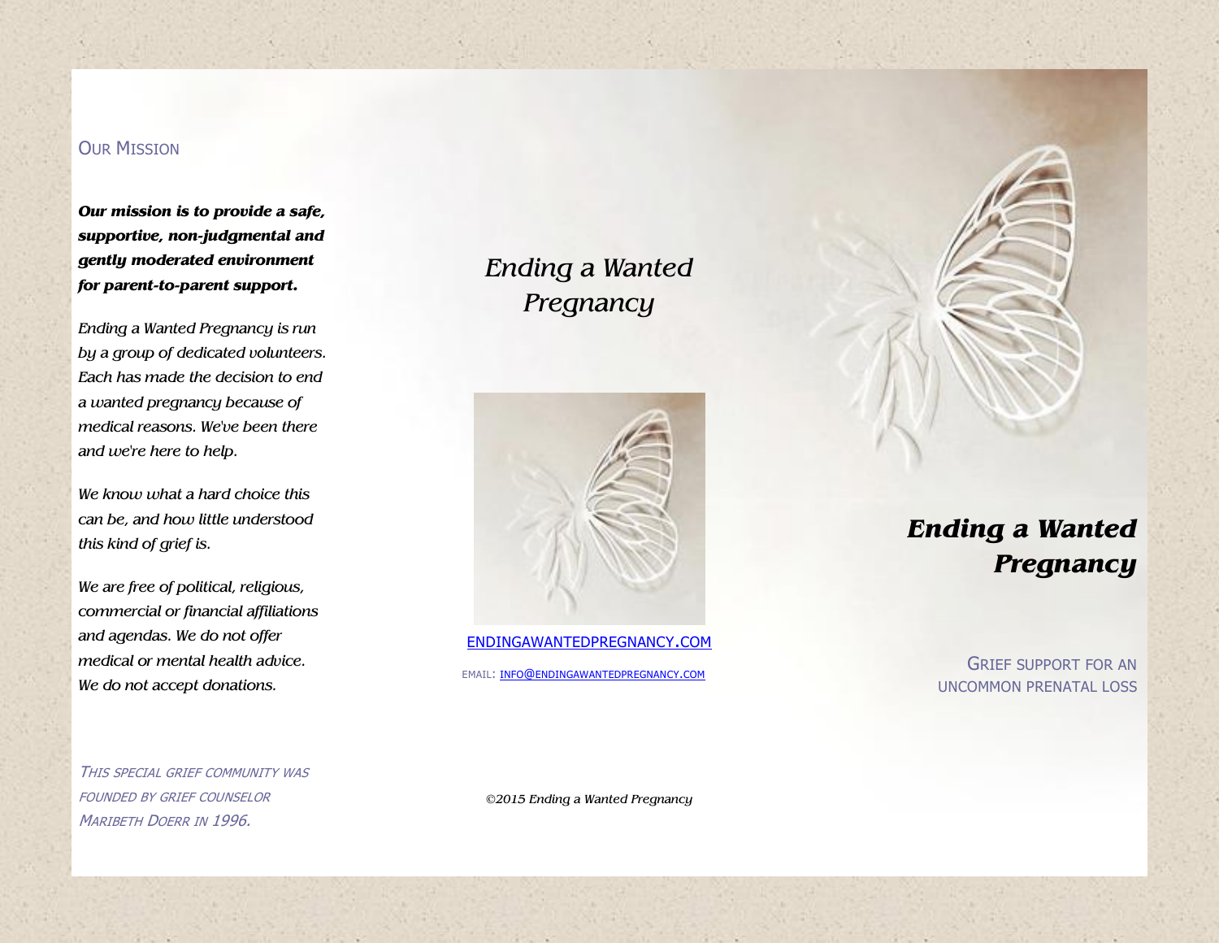## Our Mission

***Our mission is to provide a safe, supportive, non-judgmental and gently moderated environment for parent-to-parent support.***

*Ending a Wanted Pregnancy is run by a group of dedicated volunteers. Each has made the decision to end a wanted pregnancy because of medical reasons. We've been there and we're here to help.*

*We know what a hard choice this can be, and how little understood this kind of grief is.*

*We are free of political, religious, commercial or financial affiliations and agendas. We do not offer medical or mental health advice. We do not accept donations.*

*This special grief community was founded by grief counselor Maribeth Doerr in 1996.*

# *Ending a Wanted Pregnancy*

ENDINGAWANTEDPREGNANCY.COM

EMAIL: INFO@ENDINGAWANTEDPREGNANCY.COM

*©2015 Ending a Wanted Pregnancy*

# ***Ending a Wanted Pregnancy***

Grief support for an uncommon prenatal loss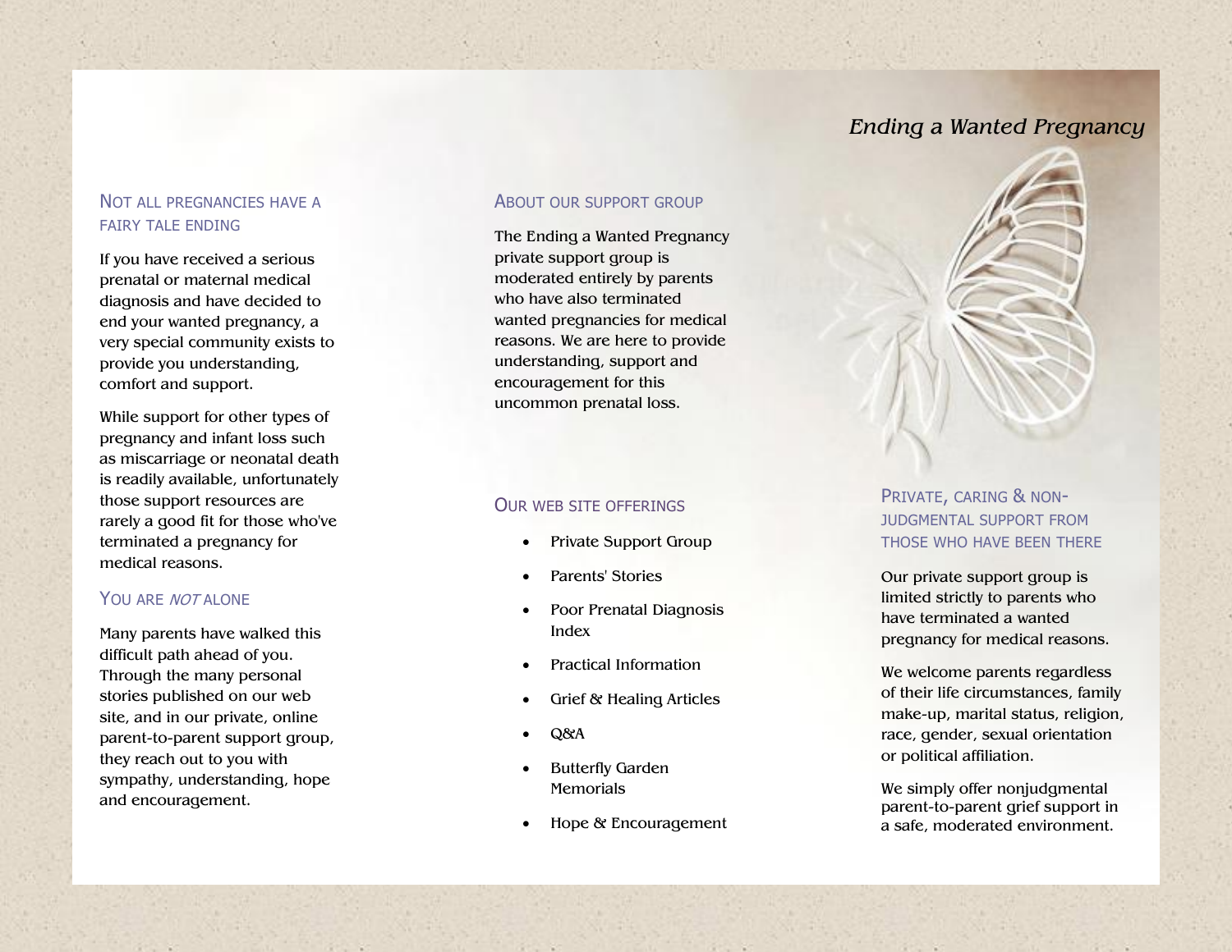## Not all pregnancies have a fairy tale ending

If you have received a serious prenatal or maternal medical diagnosis and have decided to end your wanted pregnancy, a very special community exists to provide you understanding, comfort and support.

While support for other types of pregnancy and infant loss such as miscarriage or neonatal death is readily available, unfortunately those support resources are rarely a good fit for those who've terminated a pregnancy for medical reasons.

## You are *not* alone

Many parents have walked this difficult path ahead of you. Through the many personal stories published on our web site, and in our private, online parent-to-parent support group, they reach out to you with sympathy, understanding, hope and encouragement.

## About our support group

The Ending a Wanted Pregnancy private support group is moderated entirely by parents who have also terminated wanted pregnancies for medical reasons. We are here to provide understanding, support and encouragement for this uncommon prenatal loss.

## Our web site offerings

- Private Support Group
- Parents' Stories
- Poor Prenatal Diagnosis Index
- Practical Information
- Grief & Healing Articles
- Q&A
- Butterfly Garden Memorials
- Hope & Encouragement

# *Ending a Wanted Pregnancy*

## Private, caring & non-judgmental support from those who have been there

Our private support group is limited strictly to parents who have terminated a wanted pregnancy for medical reasons.

We welcome parents regardless of their life circumstances, family make-up, marital status, religion, race, gender, sexual orientation or political affiliation.

We simply offer nonjudgmental parent-to-parent grief support in a safe, moderated environment.